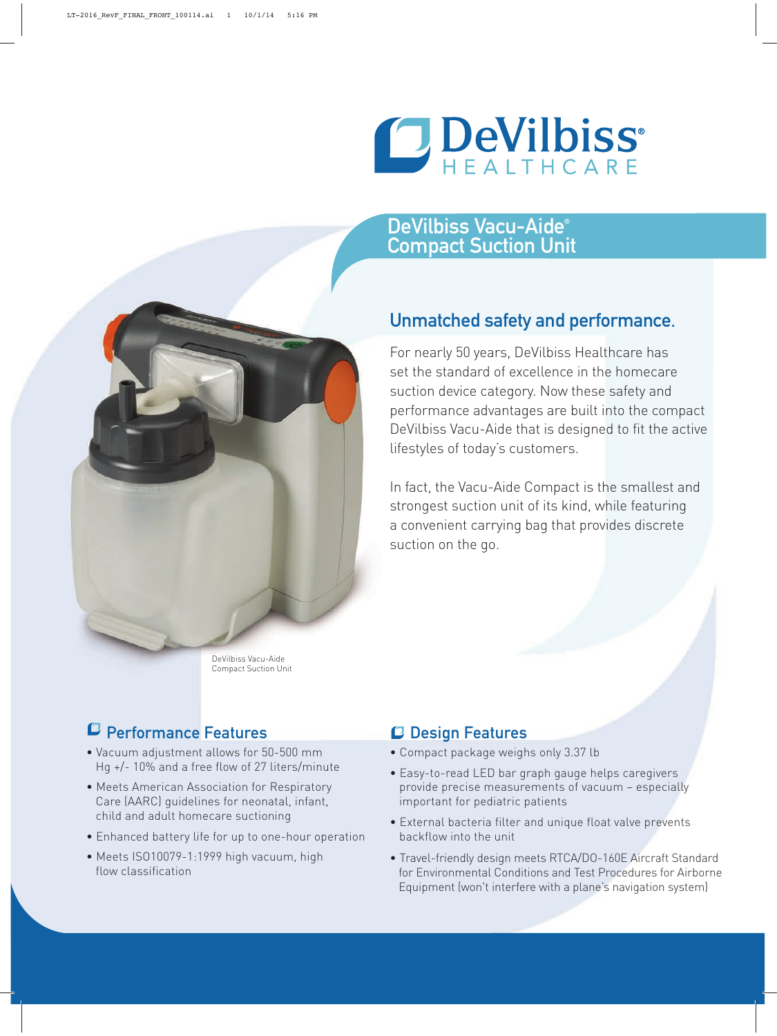# DeVilbiss HEALTHCARE

## DeVilbiss Vacu-Aide® Compact Suction Unit

### Unmatched safety and performance.

For nearly 50 years, DeVilbiss Healthcare has set the standard of excellence in the homecare suction device category. Now these safety and performance advantages are built into the compact DeVilbiss Vacu-Aide that is designed to fit the active lifestyles of today's customers.

In fact, the Vacu-Aide Compact is the smallest and strongest suction unit of its kind, while featuring a convenient carrying bag that provides discrete suction on the go.

DeVilbiss Vacu-Aide Compact Suction Unit

### Performance Features

- Vacuum adjustment allows for 50-500 mm Hg +/- 10% and a free flow of 27 liters/minute
- Meets American Association for Respiratory Care (AARC) guidelines for neonatal, infant, child and adult homecare suctioning
- Enhanced battery life for up to one-hour operation
- Meets ISO10079-1:1999 high vacuum, high flow classification

### Design Features

- Compact package weighs only 3.37 lb
- Easy-to-read LED bar graph gauge helps caregivers provide precise measurements of vacuum – especially important for pediatric patients
- External bacteria filter and unique float valve prevents backflow into the unit
- Travel-friendly design meets RTCA/DO-160E Aircraft Standard for Environmental Conditions and Test Procedures for Airborne Equipment (won't interfere with a plane's navigation system)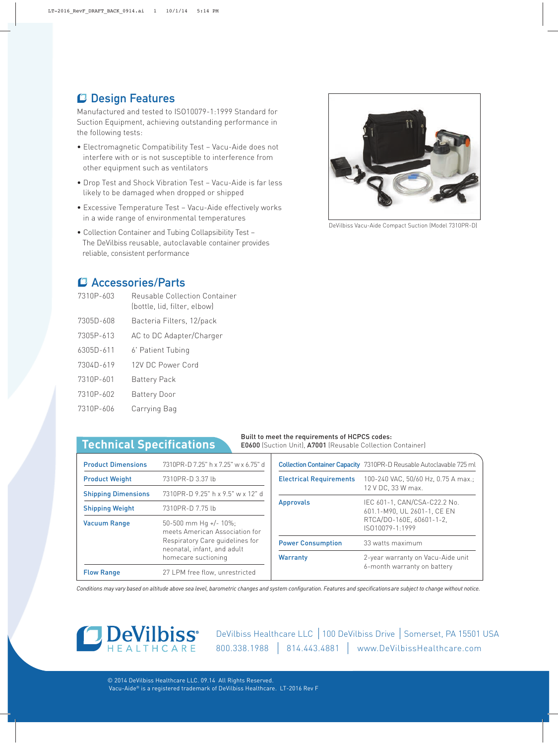## Design Features

Manufactured and tested to ISO10079-1:1999 Standard for Suction Equipment, achieving outstanding performance in the following tests:

- Electromagnetic Compatibility Test – Vacu-Aide does not interfere with or is not susceptible to interference from other equipment such as ventilators
- Drop Test and Shock Vibration Test – Vacu-Aide is far less likely to be damaged when dropped or shipped
- Excessive Temperature Test – Vacu-Aide effectively works in a wide range of environmental temperatures
- Collection Container and Tubing Collapsibility Test – The DeVilbiss reusable, autoclavable container provides reliable, consistent performance

DeVilbiss Vacu-Aide Compact Suction (Model 7310PR-D)

## Accessories/Parts

| | |
|---|---|
| 7310P-603 | Reusable Collection Container (bottle, lid, filter, elbow) |
| 7305D-608 | Bacteria Filters, 12/pack |
| 7305P-613 | AC to DC Adapter/Charger |
| 6305D-611 | 6' Patient Tubing |
| 7304D-619 | 12V DC Power Cord |
| 7310P-601 | Battery Pack |
| 7310P-602 | Battery Door |
| 7310P-606 | Carrying Bag |

## Technical Specifications

Built to meet the requirements of HCPCS codes:
**E0600** (Suction Unit), **A7001** (Reusable Collection Container)

| | |
|---|---|
| **Product Dimensions** | 7310PR-D 7.25" h x 7.25" w x 6.75" d |
| **Product Weight** | 7310PR-D 3.37 lb |
| **Shipping Dimensions** | 7310PR-D 9.25" h x 9.5" w x 12" d |
| **Shipping Weight** | 7310PR-D 7.75 lb |
| **Vacuum Range** | 50-500 mm Hg +/- 10%; meets American Association for Respiratory Care guidelines for neonatal, infant, and adult homecare suctioning |
| **Flow Range** | 27 LPM free flow, unrestricted |
| **Collection Container Capacity** | 7310PR-D Reusable Autoclavable 725 ml |
| **Electrical Requirements** | 100-240 VAC, 50/60 Hz, 0.75 A max.; 12 V DC, 33 W max. |
| **Approvals** | IEC 601-1, CAN/CSA-C22.2 No. 601.1-M90, UL 2601-1, CE EN RTCA/DO-160E, 60601-1-2, ISO10079-1:1999 |
| **Power Consumption** | 33 watts maximum |
| **Warranty** | 2-year warranty on Vacu-Aide unit<br>6-month warranty on battery |

*Conditions may vary based on altitude above sea level, barometric changes and system configuration. Features and specifications are subject to change without notice.*

DeVilbiss HEALTHCARE

DeVilbiss Healthcare LLC | 100 DeVilbiss Drive | Somerset, PA 15501 USA
800.338.1988 | 814.443.4881 | www.DeVilbissHealthcare.com

© 2014 DeVilbiss Healthcare LLC. 09.14 All Rights Reserved.
Vacu-Aide® is a registered trademark of DeVilbiss Healthcare. LT-2016 Rev F